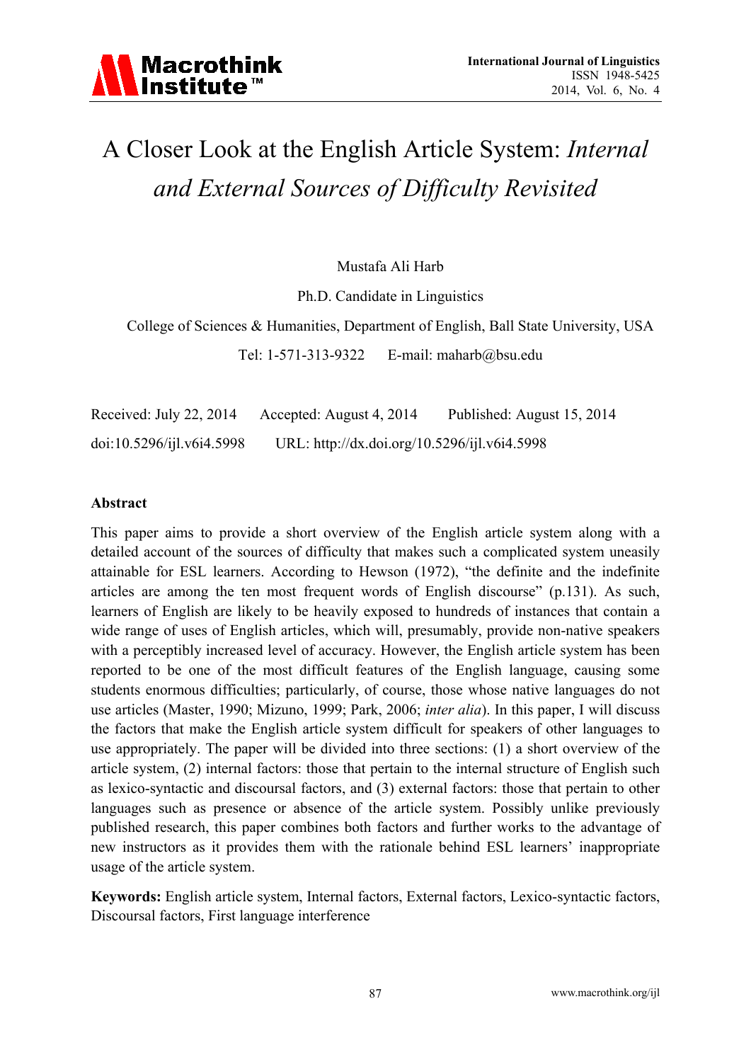# A Closer Look at the English Article System: *Internal and External Sources of Difficulty Revisited*

Mustafa Ali Harb

Ph.D. Candidate in Linguistics

College of Sciences & Humanities, Department of English, Ball State University, USA

Tel: 1-571-313-9322 E-mail: maharb@bsu.edu

Received: July 22, 2014 Accepted: August 4, 2014 Published: August 15, 2014

doi:10.5296/ijl.v6i4.5998 URL: http://dx.doi.org/10.5296/ijl.v6i4.5998

## Abstract

This paper aims to provide a short overview of the English article system along with a detailed account of the sources of difficulty that makes such a complicated system uneasily attainable for ESL learners. According to Hewson (1972), "the definite and the indefinite articles are among the ten most frequent words of English discourse" (p.131). As such, learners of English are likely to be heavily exposed to hundreds of instances that contain a wide range of uses of English articles, which will, presumably, provide non-native speakers with a perceptibly increased level of accuracy. However, the English article system has been reported to be one of the most difficult features of the English language, causing some students enormous difficulties; particularly, of course, those whose native languages do not use articles (Master, 1990; Mizuno, 1999; Park, 2006; *inter alia*). In this paper, I will discuss the factors that make the English article system difficult for speakers of other languages to use appropriately. The paper will be divided into three sections: (1) a short overview of the article system, (2) internal factors: those that pertain to the internal structure of English such as lexico-syntactic and discoursal factors, and (3) external factors: those that pertain to other languages such as presence or absence of the article system. Possibly unlike previously published research, this paper combines both factors and further works to the advantage of new instructors as it provides them with the rationale behind ESL learners' inappropriate usage of the article system.

**Keywords:** English article system, Internal factors, External factors, Lexico-syntactic factors, Discoursal factors, First language interference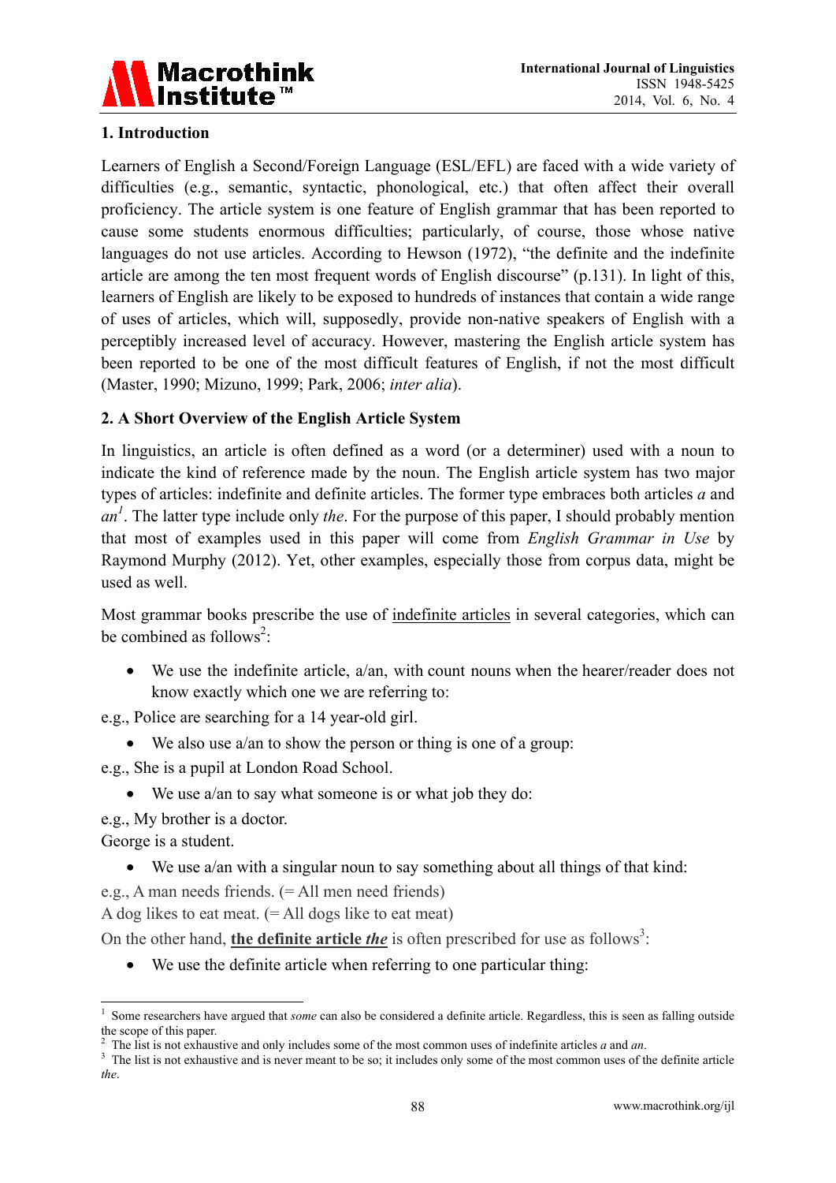## 1. Introduction

Learners of English a Second/Foreign Language (ESL/EFL) are faced with a wide variety of difficulties (e.g., semantic, syntactic, phonological, etc.) that often affect their overall proficiency. The article system is one feature of English grammar that has been reported to cause some students enormous difficulties; particularly, of course, those whose native languages do not use articles. According to Hewson (1972), "the definite and the indefinite article are among the ten most frequent words of English discourse" (p.131). In light of this, learners of English are likely to be exposed to hundreds of instances that contain a wide range of uses of articles, which will, supposedly, provide non-native speakers of English with a perceptibly increased level of accuracy. However, mastering the English article system has been reported to be one of the most difficult features of English, if not the most difficult (Master, 1990; Mizuno, 1999; Park, 2006; *inter alia*).

## 2. A Short Overview of the English Article System

In linguistics, an article is often defined as a word (or a determiner) used with a noun to indicate the kind of reference made by the noun. The English article system has two major types of articles: indefinite and definite articles. The former type embraces both articles *a* and *an*[1]. The latter type include only *the*. For the purpose of this paper, I should probably mention that most of examples used in this paper will come from *English Grammar in Use* by Raymond Murphy (2012). Yet, other examples, especially those from corpus data, might be used as well.

Most grammar books prescribe the use of <u>indefinite articles</u> in several categories, which can be combined as follows[2]:

- We use the indefinite article, a/an, with count nouns when the hearer/reader does not know exactly which one we are referring to:

e.g., Police are searching for a 14 year-old girl.

- We also use a/an to show the person or thing is one of a group:

e.g., She is a pupil at London Road School.

- We use a/an to say what someone is or what job they do:

e.g., My brother is a doctor.
George is a student.

- We use a/an with a singular noun to say something about all things of that kind:

e.g., A man needs friends. (= All men need friends)
A dog likes to eat meat. (= All dogs like to eat meat)

On the other hand, <u>**the definite article *the***</u> is often prescribed for use as follows[3]:

- We use the definite article when referring to one particular thing:

---

[1] Some researchers have argued that *some* can also be considered a definite article. Regardless, this is seen as falling outside the scope of this paper.

[2] The list is not exhaustive and only includes some of the most common uses of indefinite articles *a* and *an*.

[3] The list is not exhaustive and is never meant to be so; it includes only some of the most common uses of the definite article *the*.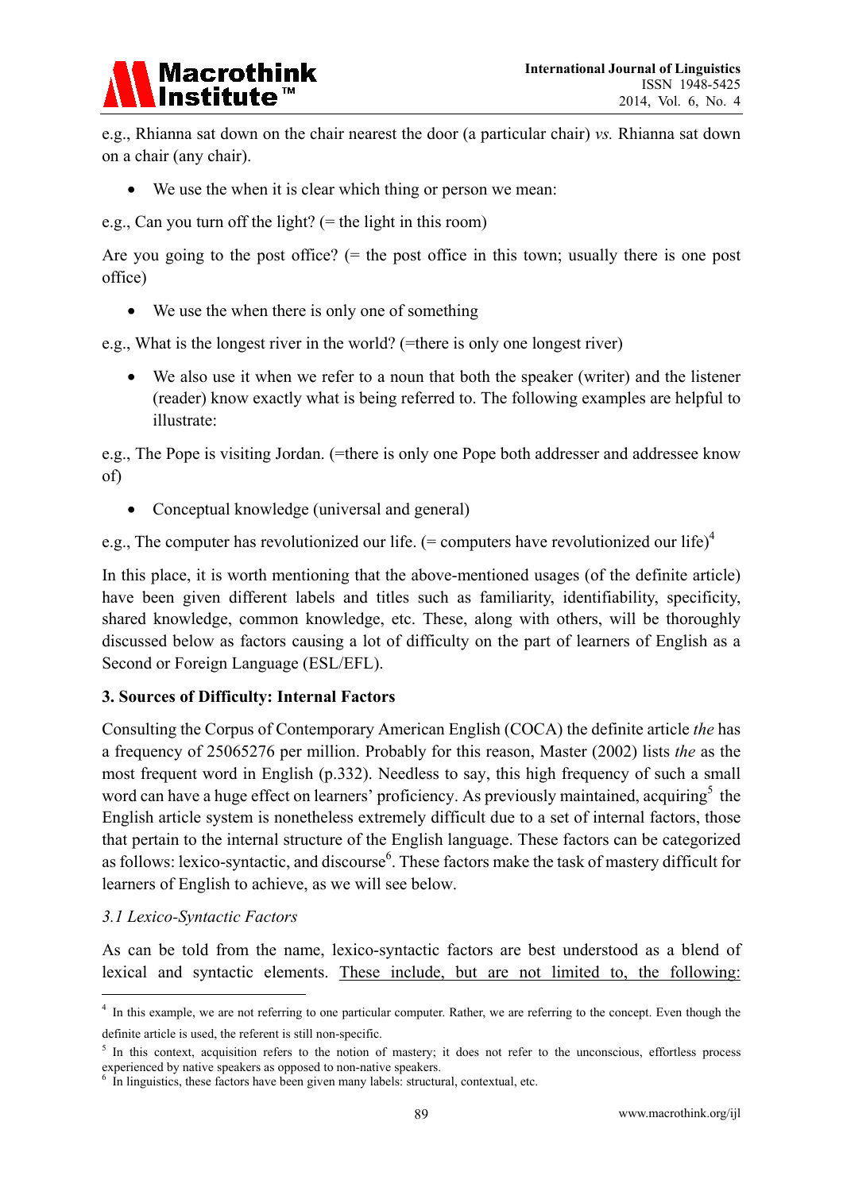e.g., Rhianna sat down on the chair nearest the door (a particular chair) *vs.* Rhianna sat down on a chair (any chair).

- We use the when it is clear which thing or person we mean:

e.g., Can you turn off the light? (= the light in this room)

Are you going to the post office? (= the post office in this town; usually there is one post office)

- We use the when there is only one of something

e.g., What is the longest river in the world? (=there is only one longest river)

- We also use it when we refer to a noun that both the speaker (writer) and the listener (reader) know exactly what is being referred to. The following examples are helpful to illustrate:

e.g., The Pope is visiting Jordan. (=there is only one Pope both addresser and addressee know of)

- Conceptual knowledge (universal and general)

e.g., The computer has revolutionized our life. (= computers have revolutionized our life)[4]

In this place, it is worth mentioning that the above-mentioned usages (of the definite article) have been given different labels and titles such as familiarity, identifiability, specificity, shared knowledge, common knowledge, etc. These, along with others, will be thoroughly discussed below as factors causing a lot of difficulty on the part of learners of English as a Second or Foreign Language (ESL/EFL).

**3. Sources of Difficulty: Internal Factors**

Consulting the Corpus of Contemporary American English (COCA) the definite article *the* has a frequency of 25065276 per million. Probably for this reason, Master (2002) lists *the* as the most frequent word in English (p.332). Needless to say, this high frequency of such a small word can have a huge effect on learners' proficiency. As previously maintained, acquiring[5] the English article system is nonetheless extremely difficult due to a set of internal factors, those that pertain to the internal structure of the English language. These factors can be categorized as follows: lexico-syntactic, and discourse[6]. These factors make the task of mastery difficult for learners of English to achieve, as we will see below.

*3.1 Lexico-Syntactic Factors*

As can be told from the name, lexico-syntactic factors are best understood as a blend of lexical and syntactic elements. <u>These include, but are not limited to, the following:</u>

---

[4] In this example, we are not referring to one particular computer. Rather, we are referring to the concept. Even though the definite article is used, the referent is still non-specific.

[5] In this context, acquisition refers to the notion of mastery; it does not refer to the unconscious, effortless process experienced by native speakers as opposed to non-native speakers.

[6] In linguistics, these factors have been given many labels: structural, contextual, etc.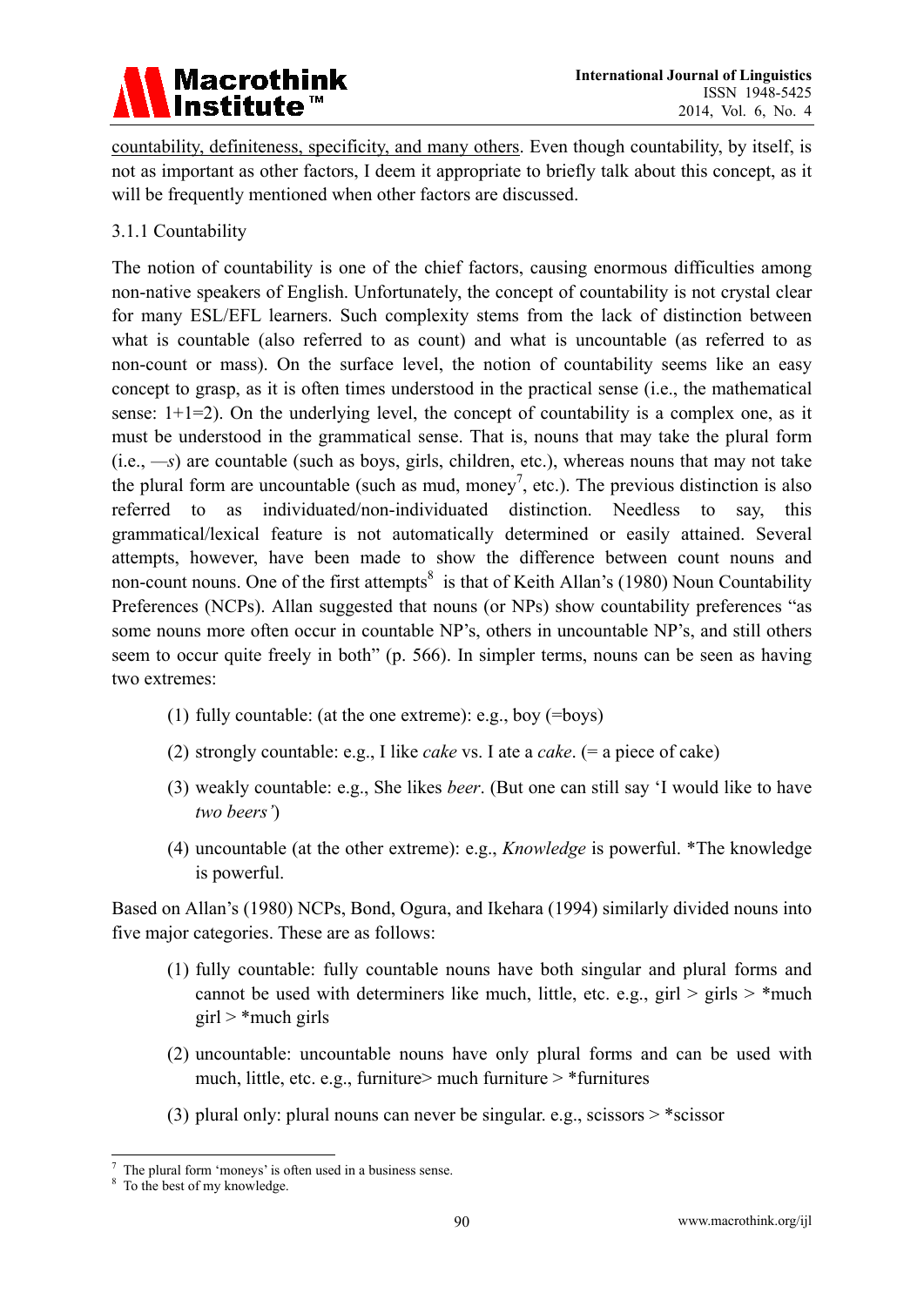countability, definiteness, specificity, and many others. Even though countability, by itself, is not as important as other factors, I deem it appropriate to briefly talk about this concept, as it will be frequently mentioned when other factors are discussed.

### 3.1.1 Countability

The notion of countability is one of the chief factors, causing enormous difficulties among non-native speakers of English. Unfortunately, the concept of countability is not crystal clear for many ESL/EFL learners. Such complexity stems from the lack of distinction between what is countable (also referred to as count) and what is uncountable (as referred to as non-count or mass). On the surface level, the notion of countability seems like an easy concept to grasp, as it is often times understood in the practical sense (i.e., the mathematical sense: 1+1=2). On the underlying level, the concept of countability is a complex one, as it must be understood in the grammatical sense. That is, nouns that may take the plural form (i.e., —*s*) are countable (such as boys, girls, children, etc.), whereas nouns that may not take the plural form are uncountable (such as mud, money[7], etc.). The previous distinction is also referred to as individuated/non-individuated distinction. Needless to say, this grammatical/lexical feature is not automatically determined or easily attained. Several attempts, however, have been made to show the difference between count nouns and non-count nouns. One of the first attempts[8] is that of Keith Allan's (1980) Noun Countability Preferences (NCPs). Allan suggested that nouns (or NPs) show countability preferences "as some nouns more often occur in countable NP's, others in uncountable NP's, and still others seem to occur quite freely in both" (p. 566). In simpler terms, nouns can be seen as having two extremes:

(1) fully countable: (at the one extreme): e.g., boy (=boys)

(2) strongly countable: e.g., I like *cake* vs. I ate a *cake*. (= a piece of cake)

(3) weakly countable: e.g., She likes *beer*. (But one can still say 'I would like to have *two beers'*)

(4) uncountable (at the other extreme): e.g., *Knowledge* is powerful. *The knowledge is powerful.

Based on Allan's (1980) NCPs, Bond, Ogura, and Ikehara (1994) similarly divided nouns into five major categories. These are as follows:

(1) fully countable: fully countable nouns have both singular and plural forms and cannot be used with determiners like much, little, etc. e.g., girl > girls > *much girl > *much girls

(2) uncountable: uncountable nouns have only plural forms and can be used with much, little, etc. e.g., furniture> much furniture > *furnitures

(3) plural only: plural nouns can never be singular. e.g., scissors > *scissor

---

[7] The plural form 'moneys' is often used in a business sense.

[8] To the best of my knowledge.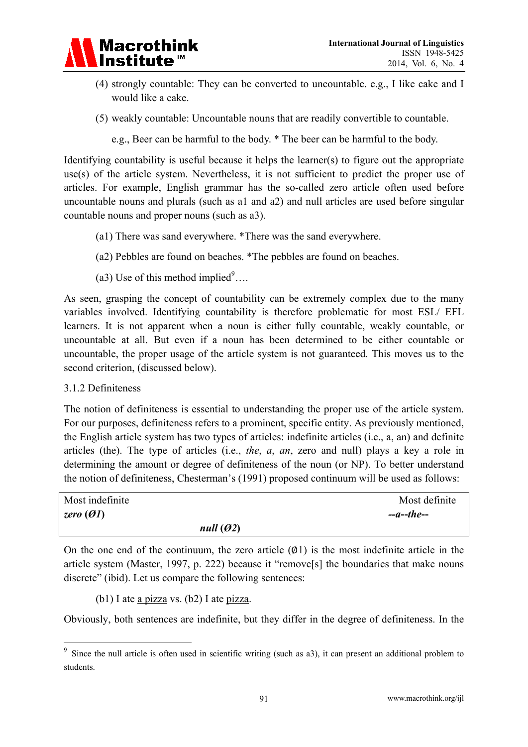(4) strongly countable: They can be converted to uncountable. e.g., I like cake and I would like a cake.

(5) weakly countable: Uncountable nouns that are readily convertible to countable.

e.g., Beer can be harmful to the body. * The beer can be harmful to the body.

Identifying countability is useful because it helps the learner(s) to figure out the appropriate use(s) of the article system. Nevertheless, it is not sufficient to predict the proper use of articles. For example, English grammar has the so-called zero article often used before uncountable nouns and plurals (such as a1 and a2) and null articles are used before singular countable nouns and proper nouns (such as a3).

(a1) There was sand everywhere. *There was the sand everywhere.

(a2) Pebbles are found on beaches. *The pebbles are found on beaches.

(a3) Use of this method implied[9]….

As seen, grasping the concept of countability can be extremely complex due to the many variables involved. Identifying countability is therefore problematic for most ESL/ EFL learners. It is not apparent when a noun is either fully countable, weakly countable, or uncountable at all. But even if a noun has been determined to be either countable or uncountable, the proper usage of the article system is not guaranteed. This moves us to the second criterion, (discussed below).

### 3.1.2 Definiteness

The notion of definiteness is essential to understanding the proper use of the article system. For our purposes, definiteness refers to a prominent, specific entity. As previously mentioned, the English article system has two types of articles: indefinite articles (i.e., a, an) and definite articles (the). The type of articles (i.e., *the*, *a*, *an*, zero and null) plays a key a role in determining the amount or degree of definiteness of the noun (or NP). To better understand the notion of definiteness, Chesterman's (1991) proposed continuum will be used as follows:

| Most indefinite | | Most definite |
|---|---|---|
| ***zero* (*Ø1*)** | | ***--a--the--*** |
| | ***null* (*Ø2*)** | |

On the one end of the continuum, the zero article (∅1) is the most indefinite article in the article system (Master, 1997, p. 222) because it "remove[s] the boundaries that make nouns discrete" (ibid). Let us compare the following sentences:

(b1) I ate <u>a pizza</u> vs. (b2) I ate <u>pizza</u>.

Obviously, both sentences are indefinite, but they differ in the degree of definiteness. In the

---

[9] Since the null article is often used in scientific writing (such as a3), it can present an additional problem to students.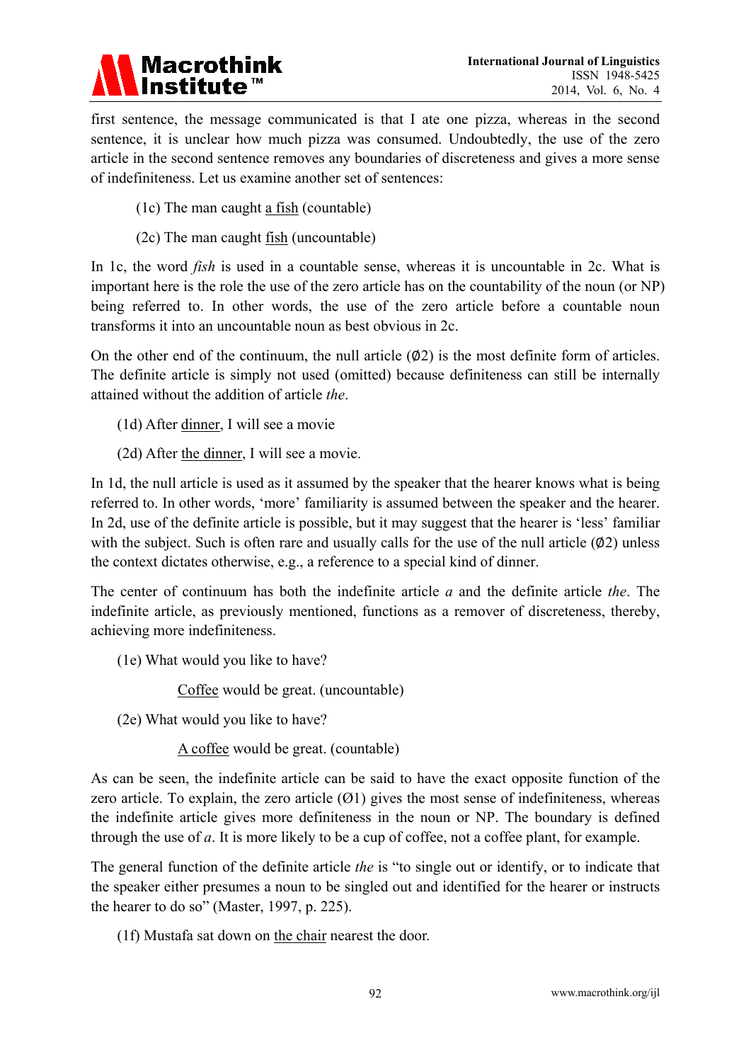first sentence, the message communicated is that I ate one pizza, whereas in the second sentence, it is unclear how much pizza was consumed. Undoubtedly, the use of the zero article in the second sentence removes any boundaries of discreteness and gives a more sense of indefiniteness. Let us examine another set of sentences:

(1c) The man caught <u>a fish</u> (countable)

(2c) The man caught <u>fish</u> (uncountable)

In 1c, the word *fish* is used in a countable sense, whereas it is uncountable in 2c. What is important here is the role the use of the zero article has on the countability of the noun (or NP) being referred to. In other words, the use of the zero article before a countable noun transforms it into an uncountable noun as best obvious in 2c.

On the other end of the continuum, the null article (Ø2) is the most definite form of articles. The definite article is simply not used (omitted) because definiteness can still be internally attained without the addition of article *the*.

(1d) After <u>dinner</u>, I will see a movie

(2d) After <u>the dinner</u>, I will see a movie.

In 1d, the null article is used as it assumed by the speaker that the hearer knows what is being referred to. In other words, 'more' familiarity is assumed between the speaker and the hearer. In 2d, use of the definite article is possible, but it may suggest that the hearer is 'less' familiar with the subject. Such is often rare and usually calls for the use of the null article (Ø2) unless the context dictates otherwise, e.g., a reference to a special kind of dinner.

The center of continuum has both the indefinite article *a* and the definite article *the*. The indefinite article, as previously mentioned, functions as a remover of discreteness, thereby, achieving more indefiniteness.

(1e) What would you like to have?

<u>Coffee</u> would be great. (uncountable)

(2e) What would you like to have?

<u>A coffee</u> would be great. (countable)

As can be seen, the indefinite article can be said to have the exact opposite function of the zero article. To explain, the zero article (Ø1) gives the most sense of indefiniteness, whereas the indefinite article gives more definiteness in the noun or NP. The boundary is defined through the use of *a*. It is more likely to be a cup of coffee, not a coffee plant, for example.

The general function of the definite article *the* is "to single out or identify, or to indicate that the speaker either presumes a noun to be singled out and identified for the hearer or instructs the hearer to do so" (Master, 1997, p. 225).

(1f) Mustafa sat down on <u>the chair</u> nearest the door.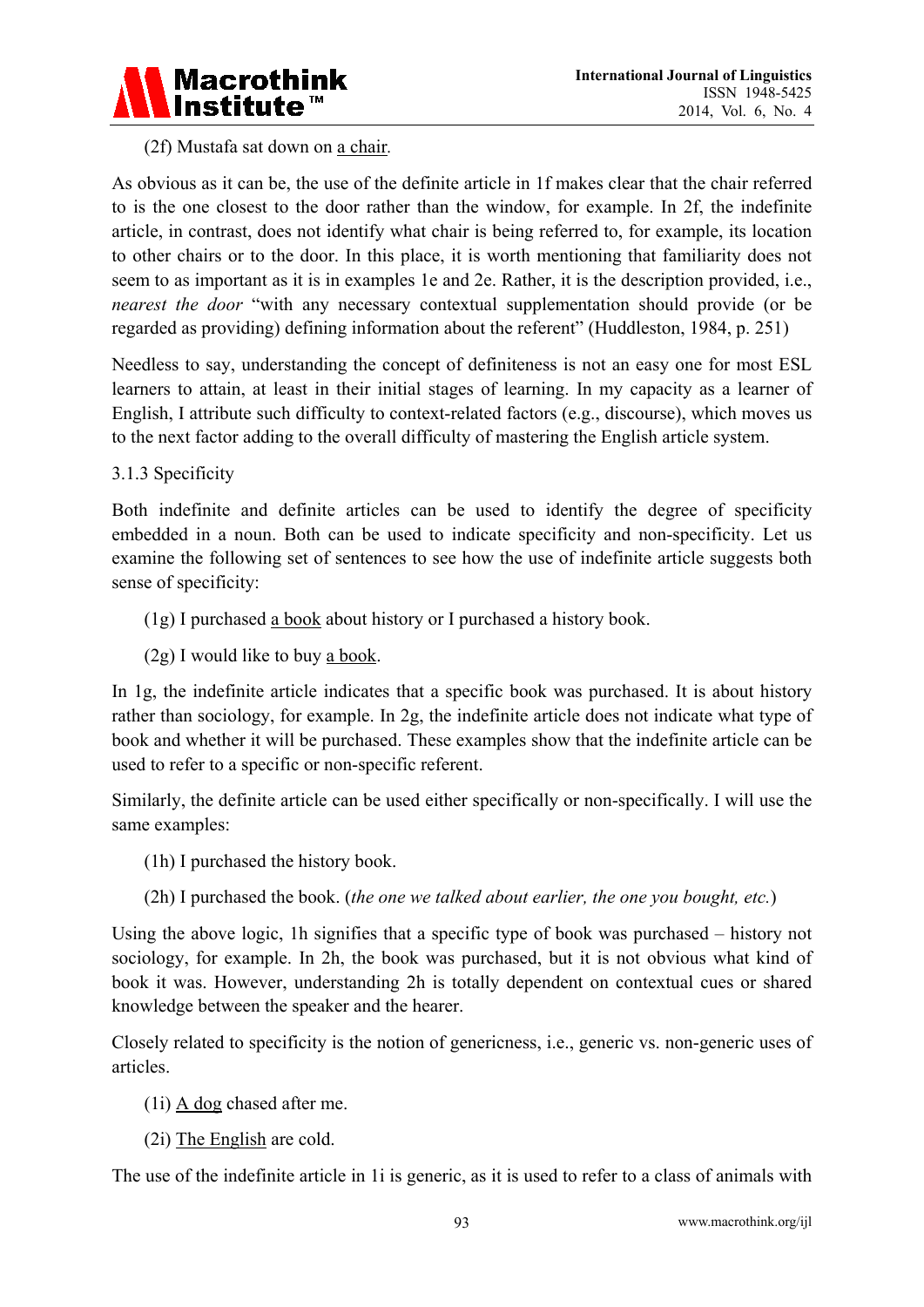(2f) Mustafa sat down on <u>a chair</u>.

As obvious as it can be, the use of the definite article in 1f makes clear that the chair referred to is the one closest to the door rather than the window, for example. In 2f, the indefinite article, in contrast, does not identify what chair is being referred to, for example, its location to other chairs or to the door. In this place, it is worth mentioning that familiarity does not seem to as important as it is in examples 1e and 2e. Rather, it is the description provided, i.e., *nearest the door* "with any necessary contextual supplementation should provide (or be regarded as providing) defining information about the referent" (Huddleston, 1984, p. 251)

Needless to say, understanding the concept of definiteness is not an easy one for most ESL learners to attain, at least in their initial stages of learning. In my capacity as a learner of English, I attribute such difficulty to context-related factors (e.g., discourse), which moves us to the next factor adding to the overall difficulty of mastering the English article system.

### 3.1.3 Specificity

Both indefinite and definite articles can be used to identify the degree of specificity embedded in a noun. Both can be used to indicate specificity and non-specificity. Let us examine the following set of sentences to see how the use of indefinite article suggests both sense of specificity:

(1g) I purchased <u>a book</u> about history or I purchased a history book.

(2g) I would like to buy <u>a book</u>.

In 1g, the indefinite article indicates that a specific book was purchased. It is about history rather than sociology, for example. In 2g, the indefinite article does not indicate what type of book and whether it will be purchased. These examples show that the indefinite article can be used to refer to a specific or non-specific referent.

Similarly, the definite article can be used either specifically or non-specifically. I will use the same examples:

(1h) I purchased the history book.

(2h) I purchased the book. (*the one we talked about earlier, the one you bought, etc.*)

Using the above logic, 1h signifies that a specific type of book was purchased – history not sociology, for example. In 2h, the book was purchased, but it is not obvious what kind of book it was. However, understanding 2h is totally dependent on contextual cues or shared knowledge between the speaker and the hearer.

Closely related to specificity is the notion of genericness, i.e., generic vs. non-generic uses of articles.

(1i) <u>A dog</u> chased after me.

(2i) <u>The English</u> are cold.

The use of the indefinite article in 1i is generic, as it is used to refer to a class of animals with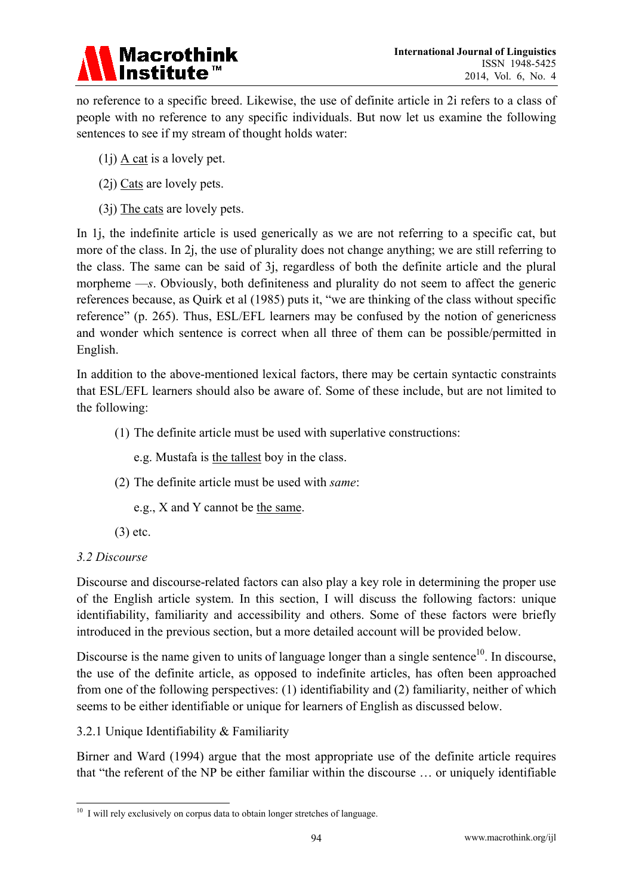no reference to a specific breed. Likewise, the use of definite article in 2i refers to a class of people with no reference to any specific individuals. But now let us examine the following sentences to see if my stream of thought holds water:

(1j) A cat is a lovely pet.

(2j) Cats are lovely pets.

(3j) The cats are lovely pets.

In 1j, the indefinite article is used generically as we are not referring to a specific cat, but more of the class. In 2j, the use of plurality does not change anything; we are still referring to the class. The same can be said of 3j, regardless of both the definite article and the plural morpheme —*s*. Obviously, both definiteness and plurality do not seem to affect the generic references because, as Quirk et al (1985) puts it, "we are thinking of the class without specific reference" (p. 265). Thus, ESL/EFL learners may be confused by the notion of genericness and wonder which sentence is correct when all three of them can be possible/permitted in English.

In addition to the above-mentioned lexical factors, there may be certain syntactic constraints that ESL/EFL learners should also be aware of. Some of these include, but are not limited to the following:

(1) The definite article must be used with superlative constructions:

e.g. Mustafa is the tallest boy in the class.

(2) The definite article must be used with *same*:

e.g., X and Y cannot be the same.

(3) etc.

### *3.2 Discourse*

Discourse and discourse-related factors can also play a key role in determining the proper use of the English article system. In this section, I will discuss the following factors: unique identifiability, familiarity and accessibility and others. Some of these factors were briefly introduced in the previous section, but a more detailed account will be provided below.

Discourse is the name given to units of language longer than a single sentence[10]. In discourse, the use of the definite article, as opposed to indefinite articles, has often been approached from one of the following perspectives: (1) identifiability and (2) familiarity, neither of which seems to be either identifiable or unique for learners of English as discussed below.

#### 3.2.1 Unique Identifiability & Familiarity

Birner and Ward (1994) argue that the most appropriate use of the definite article requires that "the referent of the NP be either familiar within the discourse … or uniquely identifiable

---

[10] I will rely exclusively on corpus data to obtain longer stretches of language.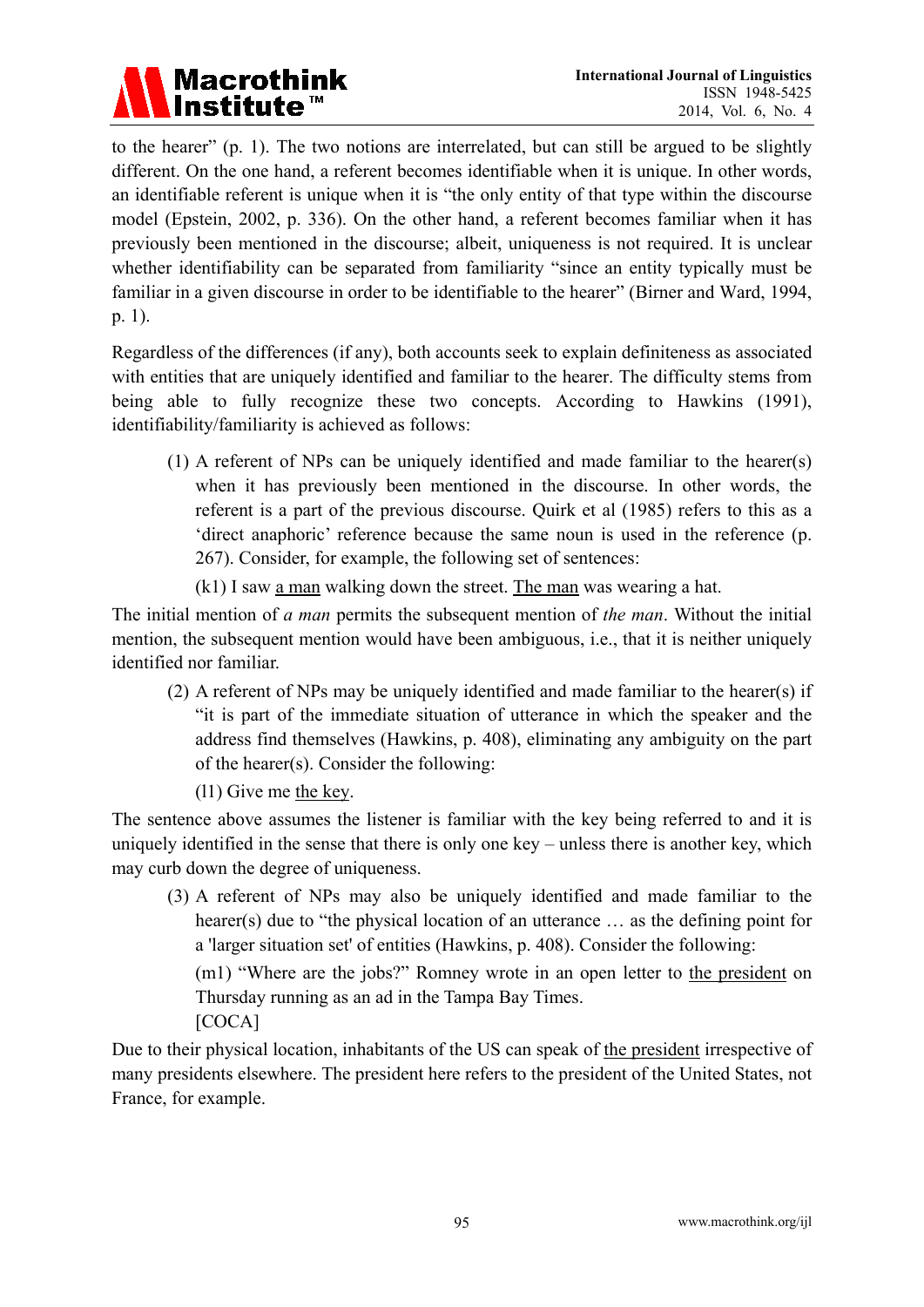to the hearer" (p. 1). The two notions are interrelated, but can still be argued to be slightly different. On the one hand, a referent becomes identifiable when it is unique. In other words, an identifiable referent is unique when it is "the only entity of that type within the discourse model (Epstein, 2002, p. 336). On the other hand, a referent becomes familiar when it has previously been mentioned in the discourse; albeit, uniqueness is not required. It is unclear whether identifiability can be separated from familiarity "since an entity typically must be familiar in a given discourse in order to be identifiable to the hearer" (Birner and Ward, 1994, p. 1).

Regardless of the differences (if any), both accounts seek to explain definiteness as associated with entities that are uniquely identified and familiar to the hearer. The difficulty stems from being able to fully recognize these two concepts. According to Hawkins (1991), identifiability/familiarity is achieved as follows:

(1) A referent of NPs can be uniquely identified and made familiar to the hearer(s) when it has previously been mentioned in the discourse. In other words, the referent is a part of the previous discourse. Quirk et al (1985) refers to this as a 'direct anaphoric' reference because the same noun is used in the reference (p. 267). Consider, for example, the following set of sentences:

(k1) I saw <u>a man</u> walking down the street. <u>The man</u> was wearing a hat.

The initial mention of *a man* permits the subsequent mention of *the man*. Without the initial mention, the subsequent mention would have been ambiguous, i.e., that it is neither uniquely identified nor familiar.

(2) A referent of NPs may be uniquely identified and made familiar to the hearer(s) if "it is part of the immediate situation of utterance in which the speaker and the address find themselves (Hawkins, p. 408), eliminating any ambiguity on the part of the hearer(s). Consider the following:

(l1) Give me <u>the key</u>.

The sentence above assumes the listener is familiar with the key being referred to and it is uniquely identified in the sense that there is only one key – unless there is another key, which may curb down the degree of uniqueness.

(3) A referent of NPs may also be uniquely identified and made familiar to the hearer(s) due to "the physical location of an utterance … as the defining point for a 'larger situation set' of entities (Hawkins, p. 408). Consider the following:

(m1) "Where are the jobs?" Romney wrote in an open letter to <u>the president</u> on Thursday running as an ad in the Tampa Bay Times.
[COCA]

Due to their physical location, inhabitants of the US can speak of <u>the president</u> irrespective of many presidents elsewhere. The president here refers to the president of the United States, not France, for example.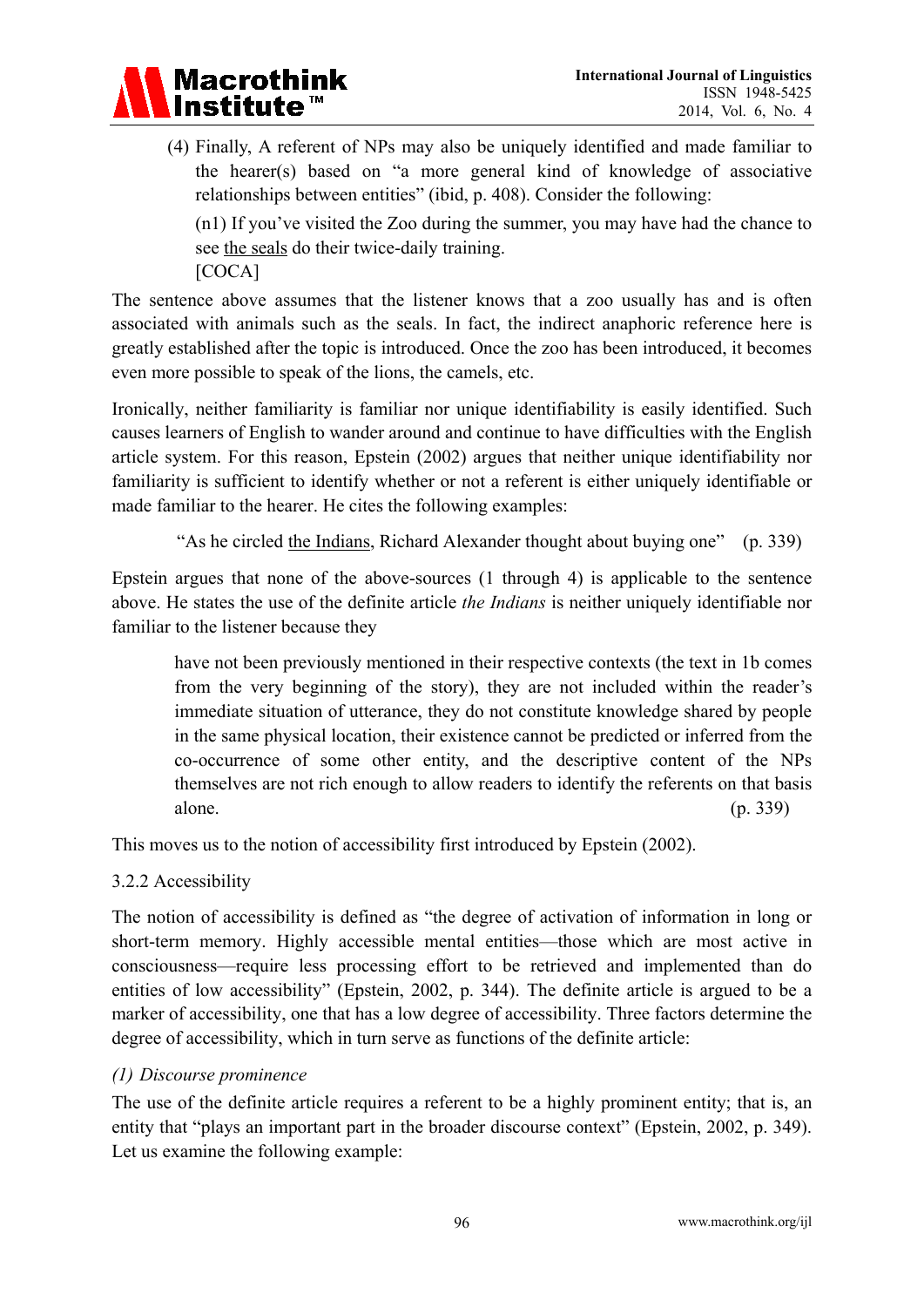(4) Finally, A referent of NPs may also be uniquely identified and made familiar to the hearer(s) based on “a more general kind of knowledge of associative relationships between entities” (ibid, p. 408). Consider the following:

(n1) If you’ve visited the Zoo during the summer, you may have had the chance to see <u>the seals</u> do their twice-daily training.
[COCA]

The sentence above assumes that the listener knows that a zoo usually has and is often associated with animals such as the seals. In fact, the indirect anaphoric reference here is greatly established after the topic is introduced. Once the zoo has been introduced, it becomes even more possible to speak of the lions, the camels, etc.

Ironically, neither familiarity is familiar nor unique identifiability is easily identified. Such causes learners of English to wander around and continue to have difficulties with the English article system. For this reason, Epstein (2002) argues that neither unique identifiability nor familiarity is sufficient to identify whether or not a referent is either uniquely identifiable or made familiar to the hearer. He cites the following examples:

> “As he circled <u>the Indians</u>, Richard Alexander thought about buying one” (p. 339)

Epstein argues that none of the above-sources (1 through 4) is applicable to the sentence above. He states the use of the definite article *the Indians* is neither uniquely identifiable nor familiar to the listener because they

> have not been previously mentioned in their respective contexts (the text in 1b comes from the very beginning of the story), they are not included within the reader’s immediate situation of utterance, they do not constitute knowledge shared by people in the same physical location, their existence cannot be predicted or inferred from the co-occurrence of some other entity, and the descriptive content of the NPs themselves are not rich enough to allow readers to identify the referents on that basis alone. (p. 339)

This moves us to the notion of accessibility first introduced by Epstein (2002).

### 3.2.2 Accessibility

The notion of accessibility is defined as “the degree of activation of information in long or short-term memory. Highly accessible mental entities—those which are most active in consciousness—require less processing effort to be retrieved and implemented than do entities of low accessibility” (Epstein, 2002, p. 344). The definite article is argued to be a marker of accessibility, one that has a low degree of accessibility. Three factors determine the degree of accessibility, which in turn serve as functions of the definite article:

*(1) Discourse prominence*

The use of the definite article requires a referent to be a highly prominent entity; that is, an entity that “plays an important part in the broader discourse context” (Epstein, 2002, p. 349). Let us examine the following example: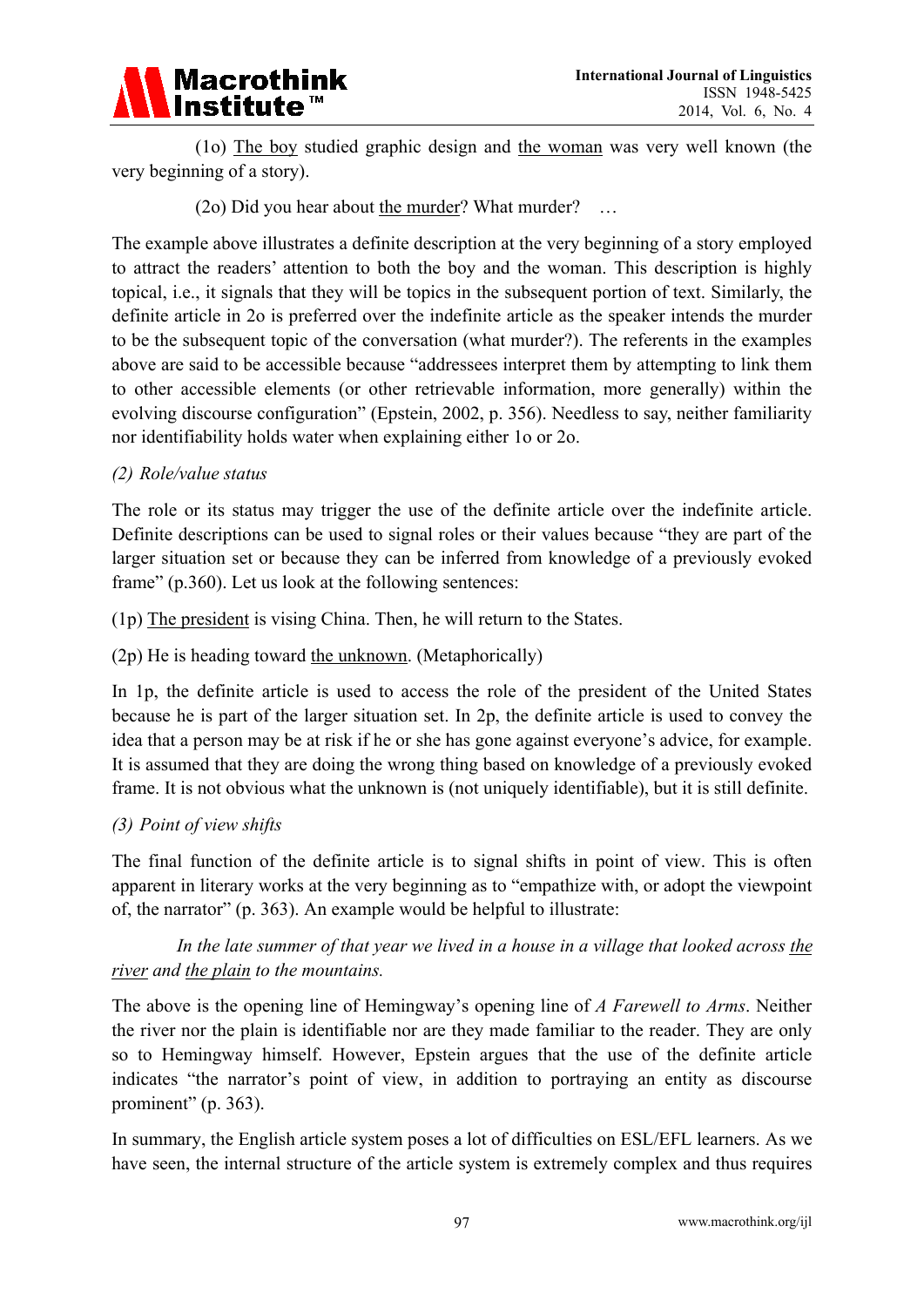(1o) <u>The boy</u> studied graphic design and <u>the woman</u> was very well known (the very beginning of a story).

(2o) Did you hear about <u>the murder</u>? What murder? …

The example above illustrates a definite description at the very beginning of a story employed to attract the readers' attention to both the boy and the woman. This description is highly topical, i.e., it signals that they will be topics in the subsequent portion of text. Similarly, the definite article in 2o is preferred over the indefinite article as the speaker intends the murder to be the subsequent topic of the conversation (what murder?). The referents in the examples above are said to be accessible because "addressees interpret them by attempting to link them to other accessible elements (or other retrievable information, more generally) within the evolving discourse configuration" (Epstein, 2002, p. 356). Needless to say, neither familiarity nor identifiability holds water when explaining either 1o or 2o.

*(2) Role/value status*

The role or its status may trigger the use of the definite article over the indefinite article. Definite descriptions can be used to signal roles or their values because "they are part of the larger situation set or because they can be inferred from knowledge of a previously evoked frame" (p.360). Let us look at the following sentences:

(1p) <u>The president</u> is vising China. Then, he will return to the States.

(2p) He is heading toward <u>the unknown</u>. (Metaphorically)

In 1p, the definite article is used to access the role of the president of the United States because he is part of the larger situation set. In 2p, the definite article is used to convey the idea that a person may be at risk if he or she has gone against everyone's advice, for example. It is assumed that they are doing the wrong thing based on knowledge of a previously evoked frame. It is not obvious what the unknown is (not uniquely identifiable), but it is still definite.

*(3) Point of view shifts*

The final function of the definite article is to signal shifts in point of view. This is often apparent in literary works at the very beginning as to "empathize with, or adopt the viewpoint of, the narrator" (p. 363). An example would be helpful to illustrate:

*In the late summer of that year we lived in a house in a village that looked across <u>the river</u> and <u>the plain</u> to the mountains.*

The above is the opening line of Hemingway's opening line of *A Farewell to Arms*. Neither the river nor the plain is identifiable nor are they made familiar to the reader. They are only so to Hemingway himself. However, Epstein argues that the use of the definite article indicates "the narrator's point of view, in addition to portraying an entity as discourse prominent" (p. 363).

In summary, the English article system poses a lot of difficulties on ESL/EFL learners. As we have seen, the internal structure of the article system is extremely complex and thus requires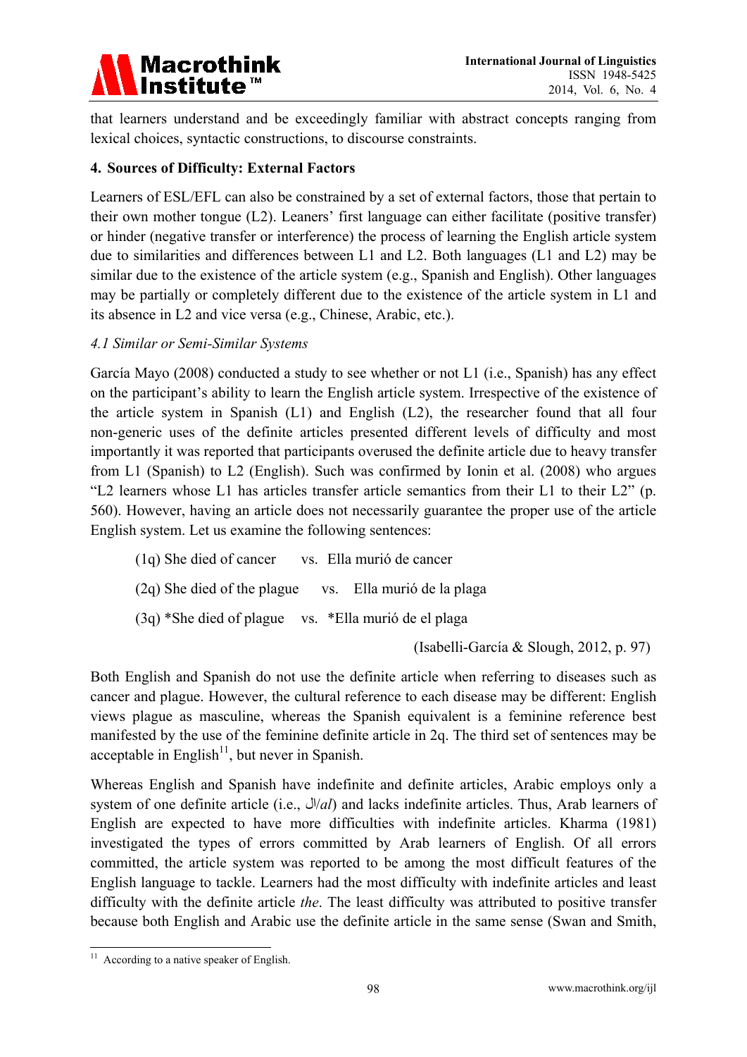that learners understand and be exceedingly familiar with abstract concepts ranging from lexical choices, syntactic constructions, to discourse constraints.

## 4. Sources of Difficulty: External Factors

Learners of ESL/EFL can also be constrained by a set of external factors, those that pertain to their own mother tongue (L2). Leaners' first language can either facilitate (positive transfer) or hinder (negative transfer or interference) the process of learning the English article system due to similarities and differences between L1 and L2. Both languages (L1 and L2) may be similar due to the existence of the article system (e.g., Spanish and English). Other languages may be partially or completely different due to the existence of the article system in L1 and its absence in L2 and vice versa (e.g., Chinese, Arabic, etc.).

### *4.1 Similar or Semi-Similar Systems*

García Mayo (2008) conducted a study to see whether or not L1 (i.e., Spanish) has any effect on the participant's ability to learn the English article system. Irrespective of the existence of the article system in Spanish (L1) and English (L2), the researcher found that all four non-generic uses of the definite articles presented different levels of difficulty and most importantly it was reported that participants overused the definite article due to heavy transfer from L1 (Spanish) to L2 (English). Such was confirmed by Ionin et al. (2008) who argues "L2 learners whose L1 has articles transfer article semantics from their L1 to their L2" (p. 560). However, having an article does not necessarily guarantee the proper use of the article English system. Let us examine the following sentences:

(1q) She died of cancer vs. Ella murió de cancer

(2q) She died of the plague vs. Ella murió de la plaga

(3q) *She died of plague vs. *Ella murió de el plaga

(Isabelli-García & Slough, 2012, p. 97)

Both English and Spanish do not use the definite article when referring to diseases such as cancer and plague. However, the cultural reference to each disease may be different: English views plague as masculine, whereas the Spanish equivalent is a feminine reference best manifested by the use of the feminine definite article in 2q. The third set of sentences may be acceptable in English[11], but never in Spanish.

Whereas English and Spanish have indefinite and definite articles, Arabic employs only a system of one definite article (i.e., ال/*al*) and lacks indefinite articles. Thus, Arab learners of English are expected to have more difficulties with indefinite articles. Kharma (1981) investigated the types of errors committed by Arab learners of English. Of all errors committed, the article system was reported to be among the most difficult features of the English language to tackle. Learners had the most difficulty with indefinite articles and least difficulty with the definite article *the*. The least difficulty was attributed to positive transfer because both English and Arabic use the definite article in the same sense (Swan and Smith,

[11] According to a native speaker of English.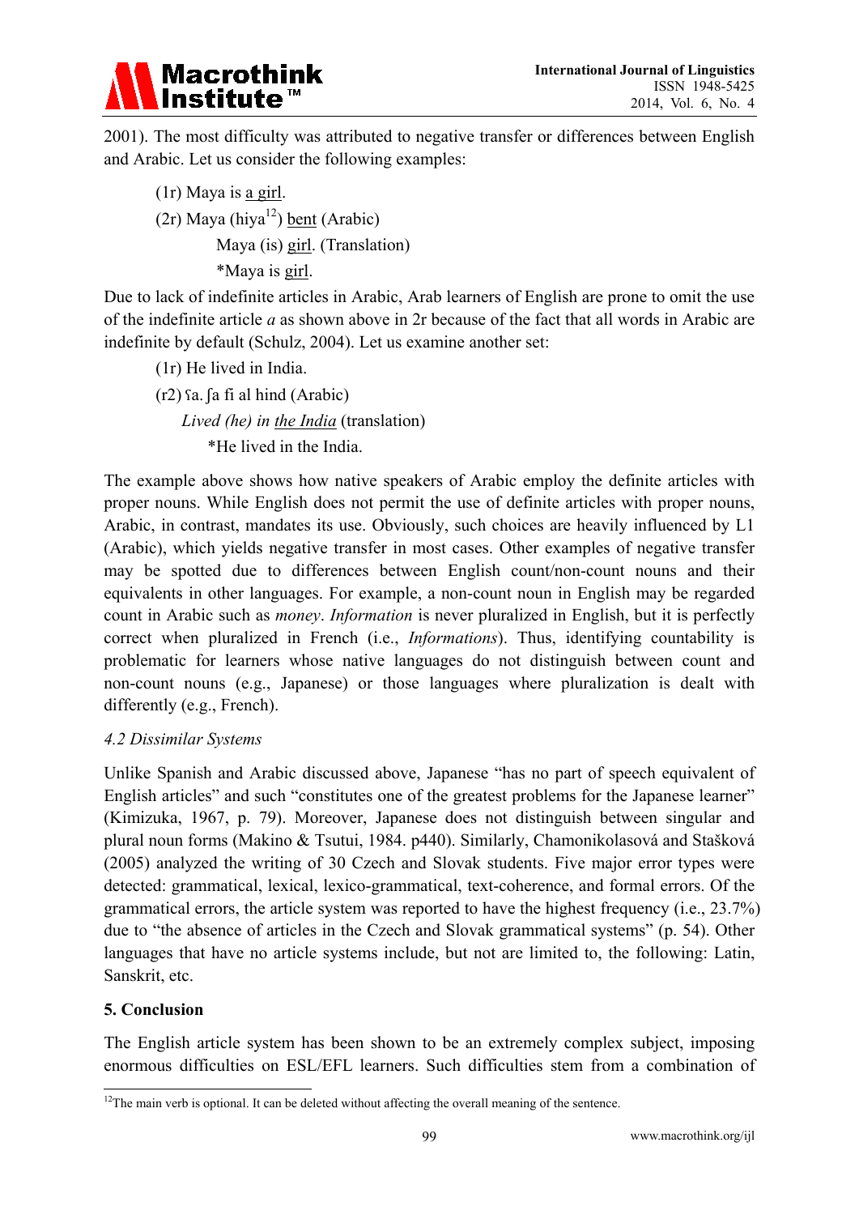2001). The most difficulty was attributed to negative transfer or differences between English and Arabic. Let us consider the following examples:

(1r) Maya is <u>a girl</u>.

(2r) Maya (hiya[12]) <u>bent</u> (Arabic)

Maya (is) <u>girl</u>. (Translation)

*Maya is <u>girl</u>.

Due to lack of indefinite articles in Arabic, Arab learners of English are prone to omit the use of the indefinite article *a* as shown above in 2r because of the fact that all words in Arabic are indefinite by default (Schulz, 2004). Let us examine another set:

(1r) He lived in India.

(r2) ʕa.ʃa fi al hind (Arabic)

*Lived (he) in <u>the India</u>* (translation)

*He lived in the India.

The example above shows how native speakers of Arabic employ the definite articles with proper nouns. While English does not permit the use of definite articles with proper nouns, Arabic, in contrast, mandates its use. Obviously, such choices are heavily influenced by L1 (Arabic), which yields negative transfer in most cases. Other examples of negative transfer may be spotted due to differences between English count/non-count nouns and their equivalents in other languages. For example, a non-count noun in English may be regarded count in Arabic such as *money*. *Information* is never pluralized in English, but it is perfectly correct when pluralized in French (i.e., *Informations*). Thus, identifying countability is problematic for learners whose native languages do not distinguish between count and non-count nouns (e.g., Japanese) or those languages where pluralization is dealt with differently (e.g., French).

### *4.2 Dissimilar Systems*

Unlike Spanish and Arabic discussed above, Japanese "has no part of speech equivalent of English articles" and such "constitutes one of the greatest problems for the Japanese learner" (Kimizuka, 1967, p. 79). Moreover, Japanese does not distinguish between singular and plural noun forms (Makino & Tsutui, 1984. p440). Similarly, Chamonikolasová and Stašková (2005) analyzed the writing of 30 Czech and Slovak students. Five major error types were detected: grammatical, lexical, lexico-grammatical, text-coherence, and formal errors. Of the grammatical errors, the article system was reported to have the highest frequency (i.e., 23.7%) due to "the absence of articles in the Czech and Slovak grammatical systems" (p. 54). Other languages that have no article systems include, but not are limited to, the following: Latin, Sanskrit, etc.

## 5. Conclusion

The English article system has been shown to be an extremely complex subject, imposing enormous difficulties on ESL/EFL learners. Such difficulties stem from a combination of

---

[12] The main verb is optional. It can be deleted without affecting the overall meaning of the sentence.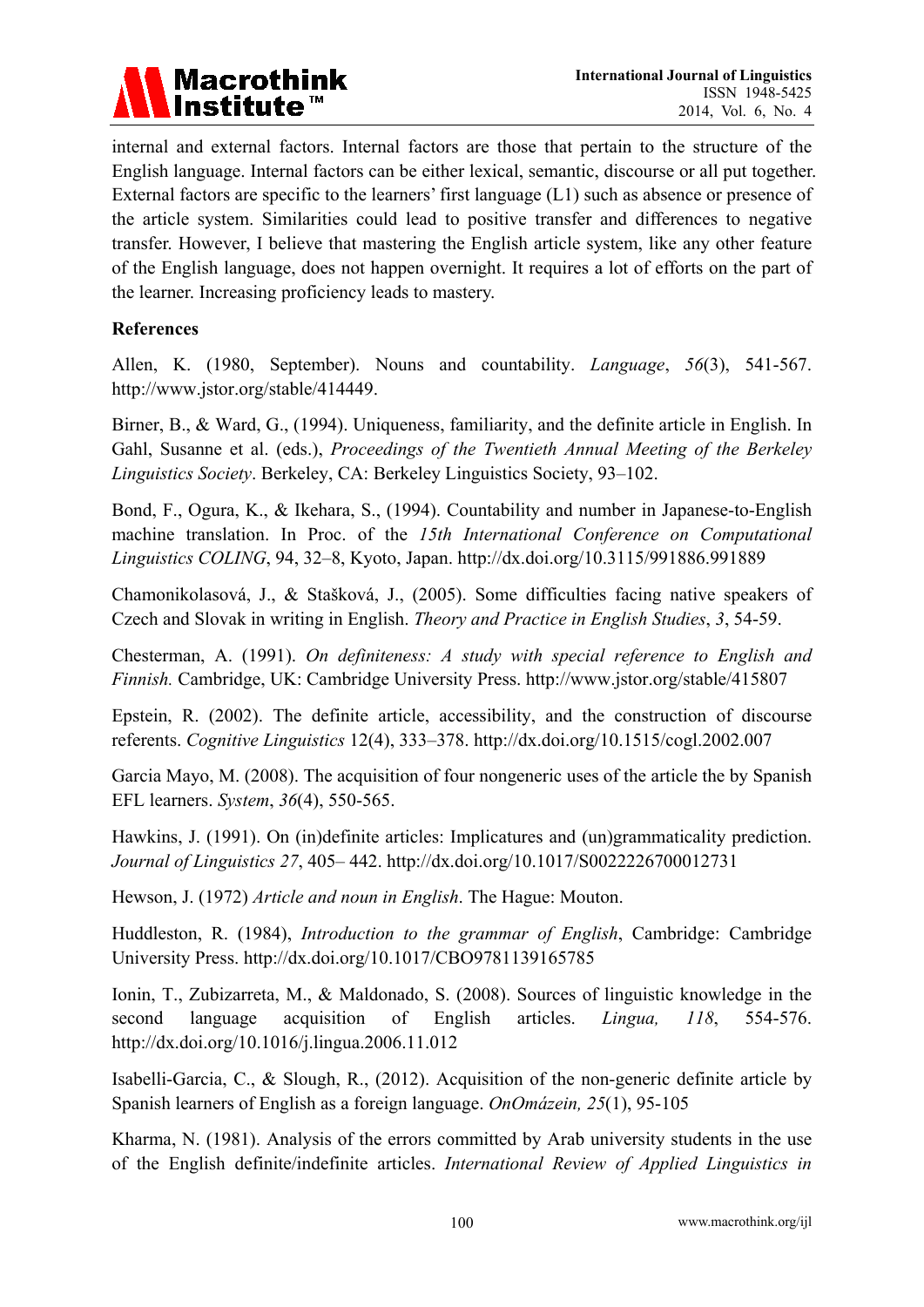internal and external factors. Internal factors are those that pertain to the structure of the English language. Internal factors can be either lexical, semantic, discourse or all put together. External factors are specific to the learners' first language (L1) such as absence or presence of the article system. Similarities could lead to positive transfer and differences to negative transfer. However, I believe that mastering the English article system, like any other feature of the English language, does not happen overnight. It requires a lot of efforts on the part of the learner. Increasing proficiency leads to mastery.

## References

Allen, K. (1980, September). Nouns and countability. *Language*, *56*(3), 541-567. http://www.jstor.org/stable/414449.

Birner, B., & Ward, G., (1994). Uniqueness, familiarity, and the definite article in English. In Gahl, Susanne et al. (eds.), *Proceedings of the Twentieth Annual Meeting of the Berkeley Linguistics Society*. Berkeley, CA: Berkeley Linguistics Society, 93–102.

Bond, F., Ogura, K., & Ikehara, S., (1994). Countability and number in Japanese-to-English machine translation. In Proc. of the *15th International Conference on Computational Linguistics COLING*, 94, 32–8, Kyoto, Japan. http://dx.doi.org/10.3115/991886.991889

Chamonikolasová, J., & Stašková, J., (2005). Some difficulties facing native speakers of Czech and Slovak in writing in English. *Theory and Practice in English Studies*, *3*, 54-59.

Chesterman, A. (1991). *On definiteness: A study with special reference to English and Finnish.* Cambridge, UK: Cambridge University Press. http://www.jstor.org/stable/415807

Epstein, R. (2002). The definite article, accessibility, and the construction of discourse referents. *Cognitive Linguistics* 12(4), 333–378. http://dx.doi.org/10.1515/cogl.2002.007

Garcia Mayo, M. (2008). The acquisition of four nongeneric uses of the article the by Spanish EFL learners. *System*, *36*(4), 550-565.

Hawkins, J. (1991). On (in)definite articles: Implicatures and (un)grammaticality prediction. *Journal of Linguistics 27*, 405– 442. http://dx.doi.org/10.1017/S0022226700012731

Hewson, J. (1972) *Article and noun in English*. The Hague: Mouton.

Huddleston, R. (1984), *Introduction to the grammar of English*, Cambridge: Cambridge University Press. http://dx.doi.org/10.1017/CBO9781139165785

Ionin, T., Zubizarreta, M., & Maldonado, S. (2008). Sources of linguistic knowledge in the second language acquisition of English articles. *Lingua, 118*, 554-576. http://dx.doi.org/10.1016/j.lingua.2006.11.012

Isabelli-Garcia, C., & Slough, R., (2012). Acquisition of the non-generic definite article by Spanish learners of English as a foreign language. *OnOmázein, 25*(1), 95-105

Kharma, N. (1981). Analysis of the errors committed by Arab university students in the use of the English definite/indefinite articles. *International Review of Applied Linguistics in*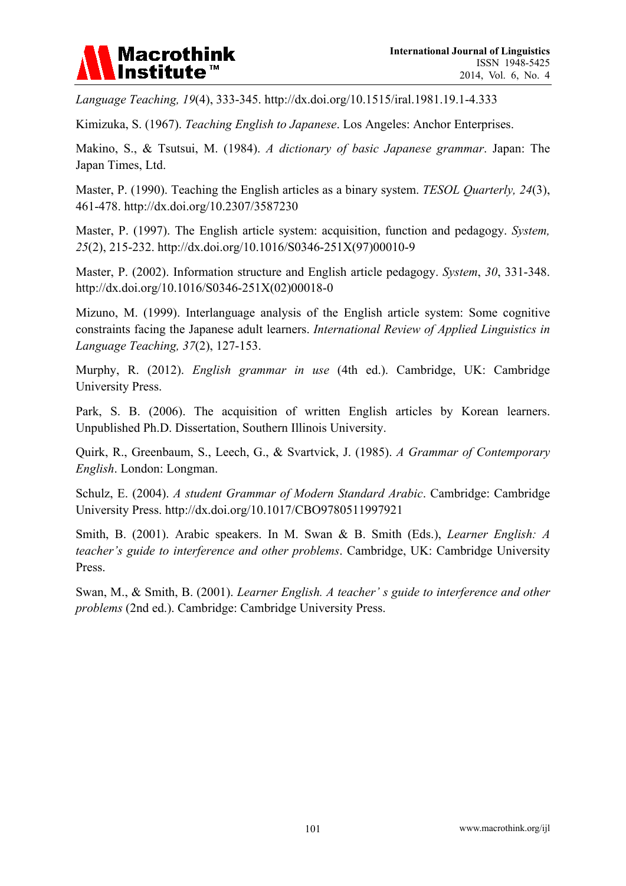*Language Teaching, 19*(4), 333-345. http://dx.doi.org/10.1515/iral.1981.19.1-4.333

Kimizuka, S. (1967). *Teaching English to Japanese*. Los Angeles: Anchor Enterprises.

Makino, S., & Tsutsui, M. (1984). *A dictionary of basic Japanese grammar*. Japan: The Japan Times, Ltd.

Master, P. (1990). Teaching the English articles as a binary system. *TESOL Quarterly, 24*(3), 461-478. http://dx.doi.org/10.2307/3587230

Master, P. (1997). The English article system: acquisition, function and pedagogy. *System, 25*(2), 215-232. http://dx.doi.org/10.1016/S0346-251X(97)00010-9

Master, P. (2002). Information structure and English article pedagogy. *System*, *30*, 331-348. http://dx.doi.org/10.1016/S0346-251X(02)00018-0

Mizuno, M. (1999). Interlanguage analysis of the English article system: Some cognitive constraints facing the Japanese adult learners. *International Review of Applied Linguistics in Language Teaching, 37*(2), 127-153.

Murphy, R. (2012). *English grammar in use* (4th ed.). Cambridge, UK: Cambridge University Press.

Park, S. B. (2006). The acquisition of written English articles by Korean learners. Unpublished Ph.D. Dissertation, Southern Illinois University.

Quirk, R., Greenbaum, S., Leech, G., & Svartvick, J. (1985). *A Grammar of Contemporary English*. London: Longman.

Schulz, E. (2004). *A student Grammar of Modern Standard Arabic*. Cambridge: Cambridge University Press. http://dx.doi.org/10.1017/CBO9780511997921

Smith, B. (2001). Arabic speakers. In M. Swan & B. Smith (Eds.), *Learner English: A teacher's guide to interference and other problems*. Cambridge, UK: Cambridge University Press.

Swan, M., & Smith, B. (2001). *Learner English. A teacher' s guide to interference and other problems* (2nd ed.). Cambridge: Cambridge University Press.